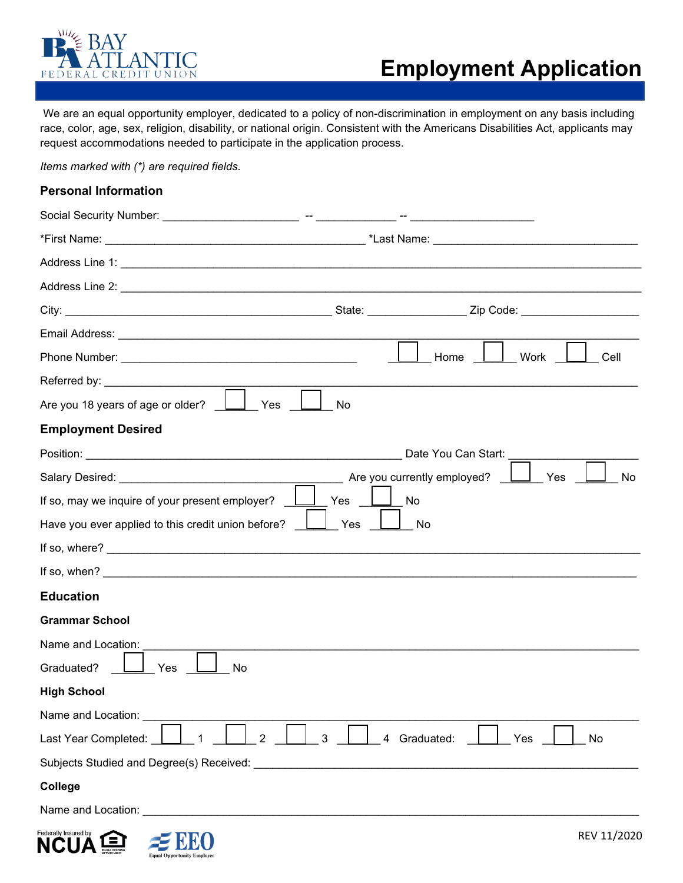BAY ATLANTIC FEDERAL CREDIT UNION

# Employment Application

We are an equal opportunity employer, dedicated to a policy of non-discrimination in employment on any basis including race, color, age, sex, religion, disability, or national origin. Consistent with the Americans Disabilities Act, applicants may request accommodations needed to participate in the application process.

*Items marked with (*) are required fields.*

## Personal Information

Social Security Number: ____________________ -- ____________ -- __________________

*First Name: ________________________________________ *Last Name: ________________________________

Address Line 1: ________________________________________________________________________________

Address Line 2: ________________________________________________________________________________

City: ________________________________________ State: ______________ Zip Code: __________________

Email Address: _________________________________________________________________________________

Phone Number: ____________________________________ ☐ Home ☐ Work ☐ Cell

Referred by: ___________________________________________________________________________________

Are you 18 years of age or older? ☐ Yes ☐ No

## Employment Desired

Position: ________________________________________________ Date You Can Start: ____________________

Salary Desired: _________________________________ Are you currently employed? ☐ Yes ☐ No

If so, may we inquire of your present employer? ☐ Yes ☐ No

Have you ever applied to this credit union before? ☐ Yes ☐ No

If so, where? __________________________________________________________________________________

If so, when? ___________________________________________________________________________________

## Education

### Grammar School

Name and Location: ____________________________________________________________________________

Graduated? ☐ Yes ☐ No

### High School

Name and Location: ____________________________________________________________________________

Last Year Completed: ☐ 1 ☐ 2 ☐ 3 ☐ 4 Graduated: ☐ Yes ☐ No

Subjects Studied and Degree(s) Received: ________________________________________________________

### College

Name and Location: ____________________________________________________________________________

Federally Insured by NCUA

EEO Equal Opportunity Employer

REV 11/2020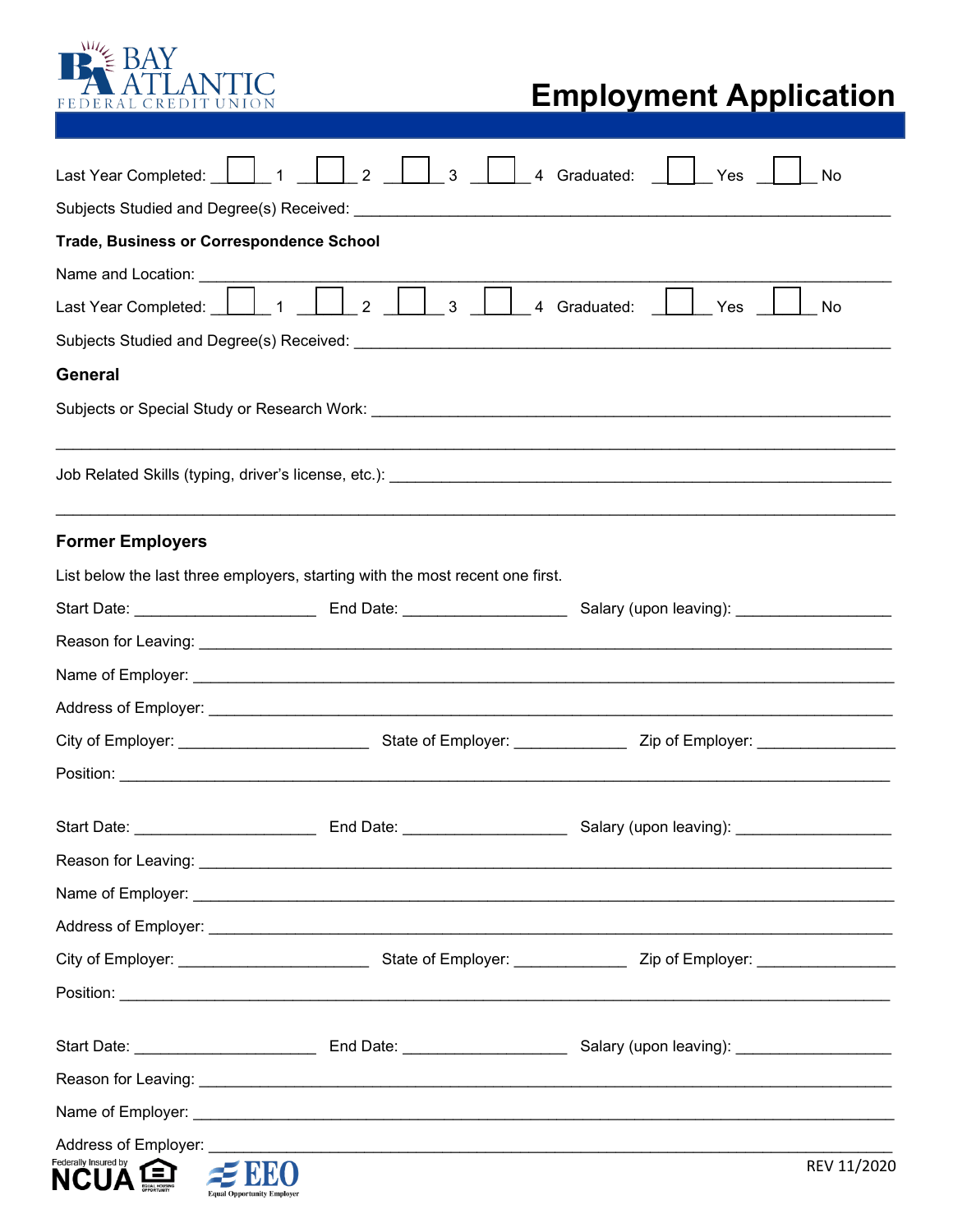# Employment Application

Last Year Completed: ☐ 1 ☐ 2 ☐ 3 ☐ 4 Graduated: ☐ Yes ☐ No

Subjects Studied and Degree(s) Received: ______________________________

**Trade, Business or Correspondence School**

Name and Location: ______________________________

Last Year Completed: ☐ 1 ☐ 2 ☐ 3 ☐ 4 Graduated: ☐ Yes ☐ No

Subjects Studied and Degree(s) Received: ______________________________

## General

Subjects or Special Study or Research Work: ______________________________

______________________________

Job Related Skills (typing, driver's license, etc.): ______________________________

______________________________

## Former Employers

List below the last three employers, starting with the most recent one first.

Start Date: __________ End Date: __________ Salary (upon leaving): __________

Reason for Leaving: ______________________________

Name of Employer: ______________________________

Address of Employer: ______________________________

City of Employer: __________ State of Employer: __________ Zip of Employer: __________

Position: ______________________________

Start Date: __________ End Date: __________ Salary (upon leaving): __________

Reason for Leaving: ______________________________

Name of Employer: ______________________________

Address of Employer: ______________________________

City of Employer: __________ State of Employer: __________ Zip of Employer: __________

Position: ______________________________

Start Date: __________ End Date: __________ Salary (upon leaving): __________

Reason for Leaving: ______________________________

Name of Employer: ______________________________

Address of Employer: ______________________________

REV 11/2020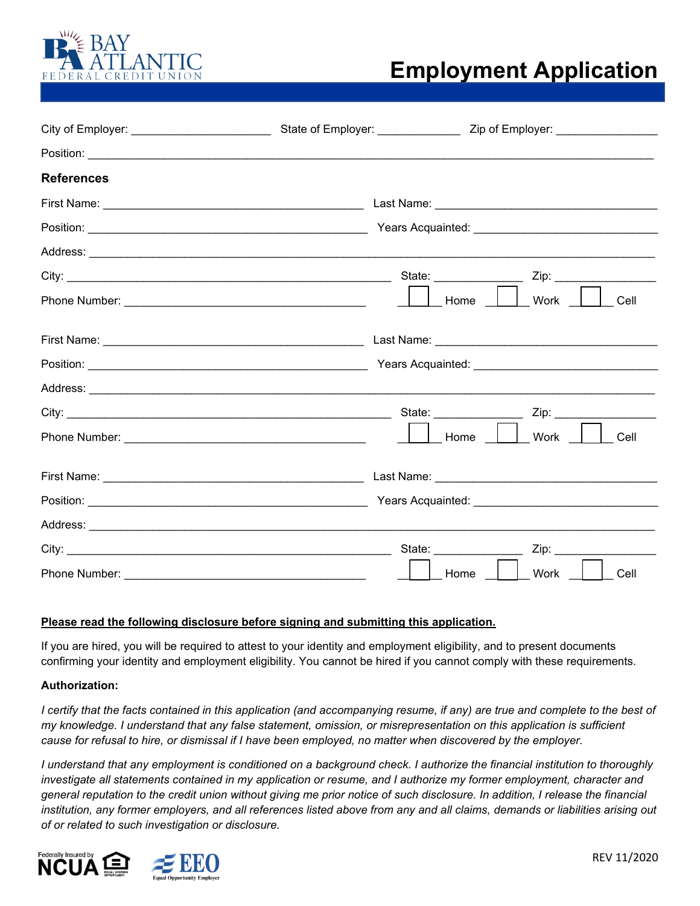BAY ATLANTIC FEDERAL CREDIT UNION

# Employment Application

City of Employer: ____________________ State of Employer: ____________ Zip of Employer: ______________

Position: ______________________________________________________________________________

## References

First Name: ____________________________________ Last Name: ________________________________

Position: ______________________________________ Years Acquainted: __________________________

Address: _______________________________________________________________________________

City: _____________________________________________ State: ____________ Zip: ______________

Phone Number: __________________________________ ☐ Home ☐ Work ☐ Cell

First Name: ____________________________________ Last Name: ________________________________

Position: ______________________________________ Years Acquainted: __________________________

Address: _______________________________________________________________________________

City: _____________________________________________ State: ____________ Zip: ______________

Phone Number: __________________________________ ☐ Home ☐ Work ☐ Cell

First Name: ____________________________________ Last Name: ________________________________

Position: ______________________________________ Years Acquainted: __________________________

Address: _______________________________________________________________________________

City: _____________________________________________ State: ____________ Zip: ______________

Phone Number: __________________________________ ☐ Home ☐ Work ☐ Cell

**Please read the following disclosure before signing and submitting this application.**

If you are hired, you will be required to attest to your identity and employment eligibility, and to present documents confirming your identity and employment eligibility. You cannot be hired if you cannot comply with these requirements.

**Authorization:**

*I certify that the facts contained in this application (and accompanying resume, if any) are true and complete to the best of my knowledge. I understand that any false statement, omission, or misrepresentation on this application is sufficient cause for refusal to hire, or dismissal if I have been employed, no matter when discovered by the employer.*

*I understand that any employment is conditioned on a background check. I authorize the financial institution to thoroughly investigate all statements contained in my application or resume, and I authorize my former employment, character and general reputation to the credit union without giving me prior notice of such disclosure. In addition, I release the financial institution, any former employers, and all references listed above from any and all claims, demands or liabilities arising out of or related to such investigation or disclosure.*

Federally Insured by NCUA | EQUAL HOUSING OPPORTUNITY | EEO Equal Opportunity Employer

REV 11/2020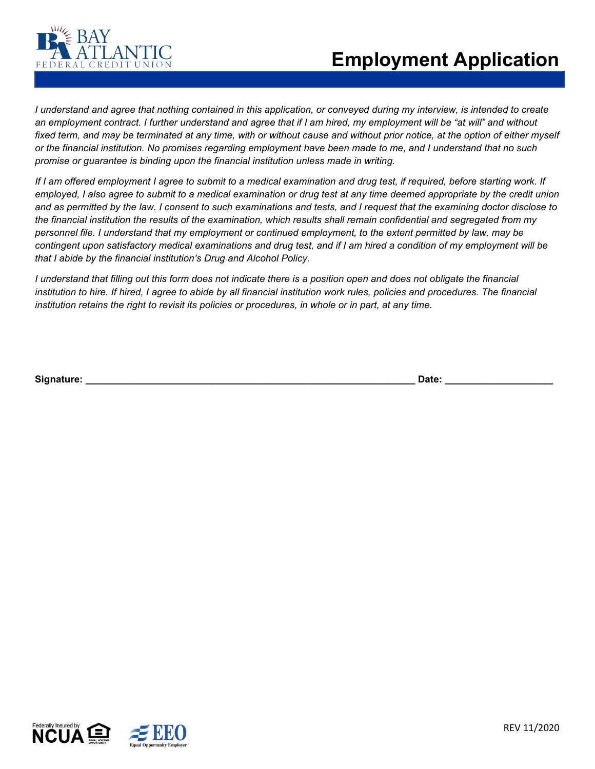# Employment Application

*I understand and agree that nothing contained in this application, or conveyed during my interview, is intended to create an employment contract. I further understand and agree that if I am hired, my employment will be "at will" and without fixed term, and may be terminated at any time, with or without cause and without prior notice, at the option of either myself or the financial institution. No promises regarding employment have been made to me, and I understand that no such promise or guarantee is binding upon the financial institution unless made in writing.*

*If I am offered employment I agree to submit to a medical examination and drug test, if required, before starting work. If employed, I also agree to submit to a medical examination or drug test at any time deemed appropriate by the credit union and as permitted by the law. I consent to such examinations and tests, and I request that the examining doctor disclose to the financial institution the results of the examination, which results shall remain confidential and segregated from my personnel file. I understand that my employment or continued employment, to the extent permitted by law, may be contingent upon satisfactory medical examinations and drug test, and if I am hired a condition of my employment will be that I abide by the financial institution's Drug and Alcohol Policy.*

*I understand that filling out this form does not indicate there is a position open and does not obligate the financial institution to hire. If hired, I agree to abide by all financial institution work rules, policies and procedures. The financial institution retains the right to revisit its policies or procedures, in whole or in part, at any time.*

**Signature:** ______________________________________________ **Date:** ____________________

Federally Insured by NCUA

EEO Equal Opportunity Employer

REV 11/2020